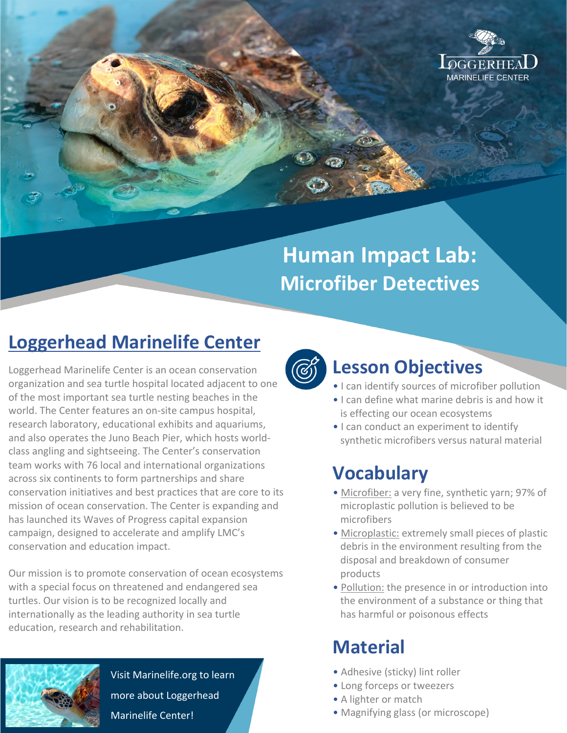# Human Impact Lab: Microfiber Detectives

## Loggerhead Marinelife Center

Loggerhead Marinelife Center is an ocean conservation organization and sea turtle hospital located adjacent to one of the most important sea turtle nesting beaches in the world. The Center features an on-site campus hospital, research laboratory, educational exhibits and aquariums, and also operates the Juno Beach Pier, which hosts world-class angling and sightseeing. The Center's conservation team works with 76 local and international organizations across six continents to form partnerships and share conservation initiatives and best practices that are core to its mission of ocean conservation. The Center is expanding and has launched its Waves of Progress capital expansion campaign, designed to accelerate and amplify LMC's conservation and education impact.

Our mission is to promote conservation of ocean ecosystems with a special focus on threatened and endangered sea turtles. Our vision is to be recognized locally and internationally as the leading authority in sea turtle education, research and rehabilitation.

Visit Marinelife.org to learn more about Loggerhead Marinelife Center!

## Lesson Objectives

- I can identify sources of microfiber pollution
- I can define what marine debris is and how it is effecting our ocean ecosystems
- I can conduct an experiment to identify synthetic microfibers versus natural material

## Vocabulary

- Microfiber: a very fine, synthetic yarn; 97% of microplastic pollution is believed to be microfibers
- Microplastic: extremely small pieces of plastic debris in the environment resulting from the disposal and breakdown of consumer products
- Pollution: the presence in or introduction into the environment of a substance or thing that has harmful or poisonous effects

## Material

- Adhesive (sticky) lint roller
- Long forceps or tweezers
- A lighter or match
- Magnifying glass (or microscope)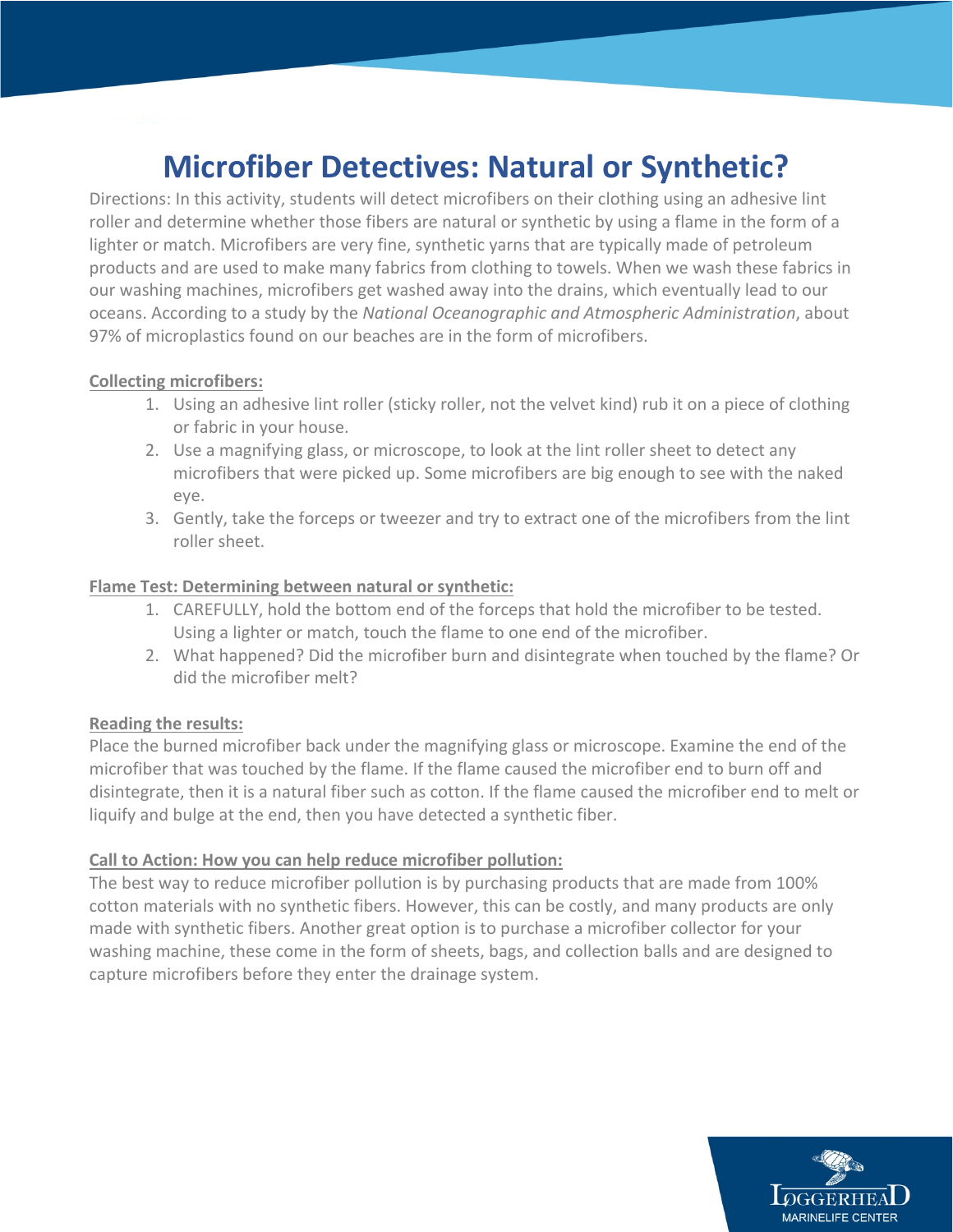# Microfiber Detectives: Natural or Synthetic?

Directions: In this activity, students will detect microfibers on their clothing using an adhesive lint roller and determine whether those fibers are natural or synthetic by using a flame in the form of a lighter or match. Microfibers are very fine, synthetic yarns that are typically made of petroleum products and are used to make many fabrics from clothing to towels. When we wash these fabrics in our washing machines, microfibers get washed away into the drains, which eventually lead to our oceans. According to a study by the *National Oceanographic and Atmospheric Administration*, about 97% of microplastics found on our beaches are in the form of microfibers.

**Collecting microfibers:**

1. Using an adhesive lint roller (sticky roller, not the velvet kind) rub it on a piece of clothing or fabric in your house.
2. Use a magnifying glass, or microscope, to look at the lint roller sheet to detect any microfibers that were picked up. Some microfibers are big enough to see with the naked eye.
3. Gently, take the forceps or tweezer and try to extract one of the microfibers from the lint roller sheet.

**Flame Test: Determining between natural or synthetic:**

1. CAREFULLY, hold the bottom end of the forceps that hold the microfiber to be tested. Using a lighter or match, touch the flame to one end of the microfiber.
2. What happened? Did the microfiber burn and disintegrate when touched by the flame? Or did the microfiber melt?

**Reading the results:**

Place the burned microfiber back under the magnifying glass or microscope. Examine the end of the microfiber that was touched by the flame. If the flame caused the microfiber end to burn off and disintegrate, then it is a natural fiber such as cotton. If the flame caused the microfiber end to melt or liquify and bulge at the end, then you have detected a synthetic fiber.

**Call to Action: How you can help reduce microfiber pollution:**

The best way to reduce microfiber pollution is by purchasing products that are made from 100% cotton materials with no synthetic fibers. However, this can be costly, and many products are only made with synthetic fibers. Another great option is to purchase a microfiber collector for your washing machine, these come in the form of sheets, bags, and collection balls and are designed to capture microfibers before they enter the drainage system.

LOGGERHEAD
MARINELIFE CENTER